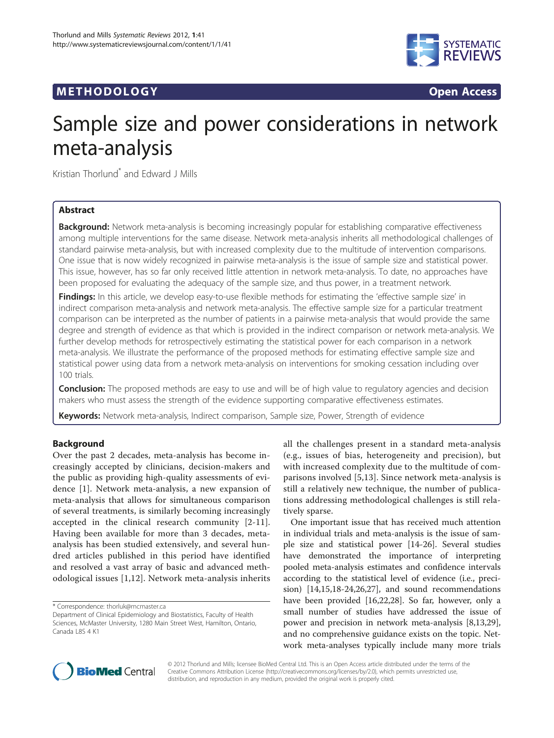## METHODOLOGY Open Access

# Sample size and power considerations in network meta-analysis

Kristian Thorlund* and Edward J Mills

## Abstract

**Background:** Network meta-analysis is becoming increasingly popular for establishing comparative effectiveness among multiple interventions for the same disease. Network meta-analysis inherits all methodological challenges of standard pairwise meta-analysis, but with increased complexity due to the multitude of intervention comparisons. One issue that is now widely recognized in pairwise meta-analysis is the issue of sample size and statistical power. This issue, however, has so far only received little attention in network meta-analysis. To date, no approaches have been proposed for evaluating the adequacy of the sample size, and thus power, in a treatment network.

**Findings:** In this article, we develop easy-to-use flexible methods for estimating the 'effective sample size' in indirect comparison meta-analysis and network meta-analysis. The effective sample size for a particular treatment comparison can be interpreted as the number of patients in a pairwise meta-analysis that would provide the same degree and strength of evidence as that which is provided in the indirect comparison or network meta-analysis. We further develop methods for retrospectively estimating the statistical power for each comparison in a network meta-analysis. We illustrate the performance of the proposed methods for estimating effective sample size and statistical power using data from a network meta-analysis on interventions for smoking cessation including over 100 trials.

**Conclusion:** The proposed methods are easy to use and will be of high value to regulatory agencies and decision makers who must assess the strength of the evidence supporting comparative effectiveness estimates.

**Keywords:** Network meta-analysis, Indirect comparison, Sample size, Power, Strength of evidence

## Background

Over the past 2 decades, meta-analysis has become increasingly accepted by clinicians, decision-makers and the public as providing high-quality assessments of evidence [1]. Network meta-analysis, a new expansion of meta-analysis that allows for simultaneous comparison of several treatments, is similarly becoming increasingly accepted in the clinical research community [2-11]. Having been available for more than 3 decades, meta-analysis has been studied extensively, and several hundred articles published in this period have identified and resolved a vast array of basic and advanced methodological issues [1,12]. Network meta-analysis inherits all the challenges present in a standard meta-analysis (e.g., issues of bias, heterogeneity and precision), but with increased complexity due to the multitude of comparisons involved [5,13]. Since network meta-analysis is still a relatively new technique, the number of publications addressing methodological challenges is still relatively sparse.

One important issue that has received much attention in individual trials and meta-analysis is the issue of sample size and statistical power [14-26]. Several studies have demonstrated the importance of interpreting pooled meta-analysis estimates and confidence intervals according to the statistical level of evidence (i.e., precision) [14,15,18-24,26,27], and sound recommendations have been provided [16,22,28]. So far, however, only a small number of studies have addressed the issue of power and precision in network meta-analysis [8,13,29], and no comprehensive guidance exists on the topic. Network meta-analyses typically include many more trials

\* Correspondence: thorluk@mcmaster.ca
Department of Clinical Epidemiology and Biostatistics, Faculty of Health Sciences, McMaster University, 1280 Main Street West, Hamilton, Ontario, Canada L8S 4 K1

© 2012 Thorlund and Mills; licensee BioMed Central Ltd. This is an Open Access article distributed under the terms of the Creative Commons Attribution License (http://creativecommons.org/licenses/by/2.0), which permits unrestricted use, distribution, and reproduction in any medium, provided the original work is properly cited.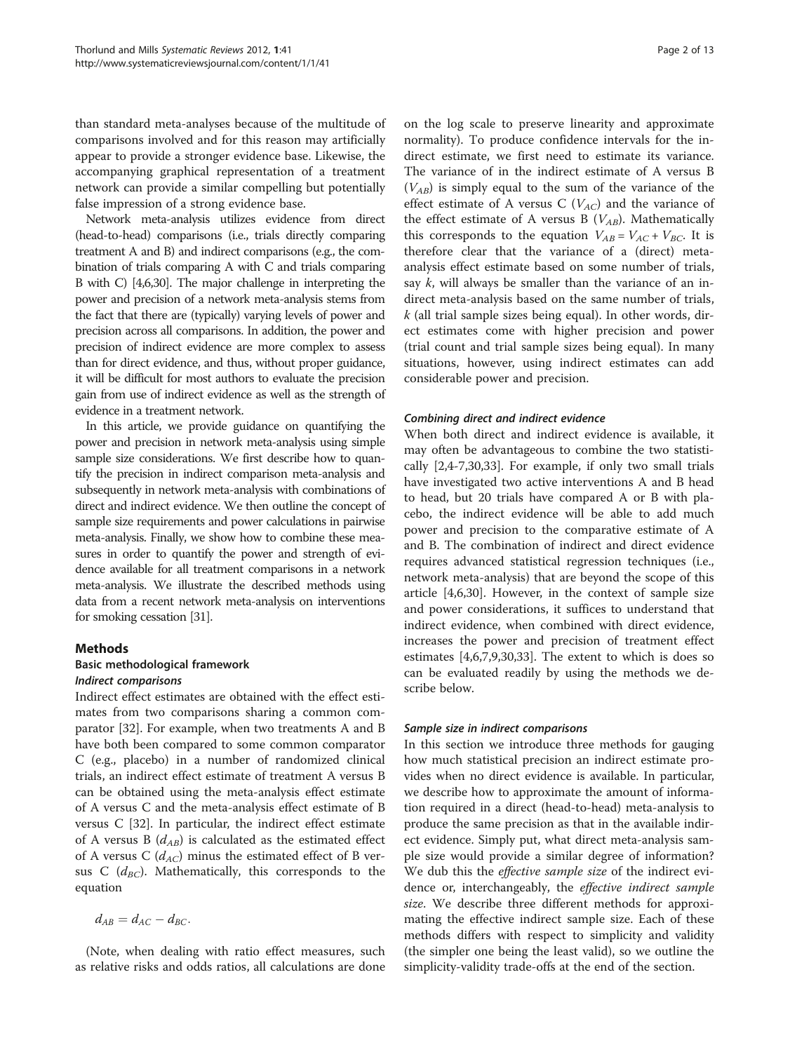than standard meta-analyses because of the multitude of comparisons involved and for this reason may artificially appear to provide a stronger evidence base. Likewise, the accompanying graphical representation of a treatment network can provide a similar compelling but potentially false impression of a strong evidence base.

Network meta-analysis utilizes evidence from direct (head-to-head) comparisons (i.e., trials directly comparing treatment A and B) and indirect comparisons (e.g., the combination of trials comparing A with C and trials comparing B with C) [4,6,30]. The major challenge in interpreting the power and precision of a network meta-analysis stems from the fact that there are (typically) varying levels of power and precision across all comparisons. In addition, the power and precision of indirect evidence are more complex to assess than for direct evidence, and thus, without proper guidance, it will be difficult for most authors to evaluate the precision gain from use of indirect evidence as well as the strength of evidence in a treatment network.

In this article, we provide guidance on quantifying the power and precision in network meta-analysis using simple sample size considerations. We first describe how to quantify the precision in indirect comparison meta-analysis and subsequently in network meta-analysis with combinations of direct and indirect evidence. We then outline the concept of sample size requirements and power calculations in pairwise meta-analysis. Finally, we show how to combine these measures in order to quantify the power and strength of evidence available for all treatment comparisons in a network meta-analysis. We illustrate the described methods using data from a recent network meta-analysis on interventions for smoking cessation [31].

## Methods

### Basic methodological framework

#### *Indirect comparisons*

Indirect effect estimates are obtained with the effect estimates from two comparisons sharing a common comparator [32]. For example, when two treatments A and B have both been compared to some common comparator C (e.g., placebo) in a number of randomized clinical trials, an indirect effect estimate of treatment A versus B can be obtained using the meta-analysis effect estimate of A versus C and the meta-analysis effect estimate of B versus C [32]. In particular, the indirect effect estimate of A versus B ($d_{AB}$) is calculated as the estimated effect of A versus C ($d_{AC}$) minus the estimated effect of B versus C ($d_{BC}$). Mathematically, this corresponds to the equation

$$d_{AB} = d_{AC} - d_{BC}.$$

(Note, when dealing with ratio effect measures, such as relative risks and odds ratios, all calculations are done on the log scale to preserve linearity and approximate normality). To produce confidence intervals for the indirect estimate, we first need to estimate its variance. The variance of in the indirect estimate of A versus B ($V_{AB}$) is simply equal to the sum of the variance of the effect estimate of A versus C ($V_{AC}$) and the variance of the effect estimate of A versus B ($V_{AB}$). Mathematically this corresponds to the equation $V_{AB} = V_{AC} + V_{BC}$. It is therefore clear that the variance of a (direct) meta-analysis effect estimate based on some number of trials, say $k$, will always be smaller than the variance of an indirect meta-analysis based on the same number of trials, $k$ (all trial sample sizes being equal). In other words, direct estimates come with higher precision and power (trial count and trial sample sizes being equal). In many situations, however, using indirect estimates can add considerable power and precision.

#### *Combining direct and indirect evidence*

When both direct and indirect evidence is available, it may often be advantageous to combine the two statistically [2,4-7,30,33]. For example, if only two small trials have investigated two active interventions A and B head to head, but 20 trials have compared A or B with placebo, the indirect evidence will be able to add much power and precision to the comparative estimate of A and B. The combination of indirect and direct evidence requires advanced statistical regression techniques (i.e., network meta-analysis) that are beyond the scope of this article [4,6,30]. However, in the context of sample size and power considerations, it suffices to understand that indirect evidence, when combined with direct evidence, increases the power and precision of treatment effect estimates [4,6,7,9,30,33]. The extent to which is does so can be evaluated readily by using the methods we describe below.

#### *Sample size in indirect comparisons*

In this section we introduce three methods for gauging how much statistical precision an indirect estimate provides when no direct evidence is available. In particular, we describe how to approximate the amount of information required in a direct (head-to-head) meta-analysis to produce the same precision as that in the available indirect evidence. Simply put, what direct meta-analysis sample size would provide a similar degree of information? We dub this the *effective sample size* of the indirect evidence or, interchangeably, the *effective indirect sample size*. We describe three different methods for approximating the effective indirect sample size. Each of these methods differs with respect to simplicity and validity (the simpler one being the least valid), so we outline the simplicity-validity trade-offs at the end of the section.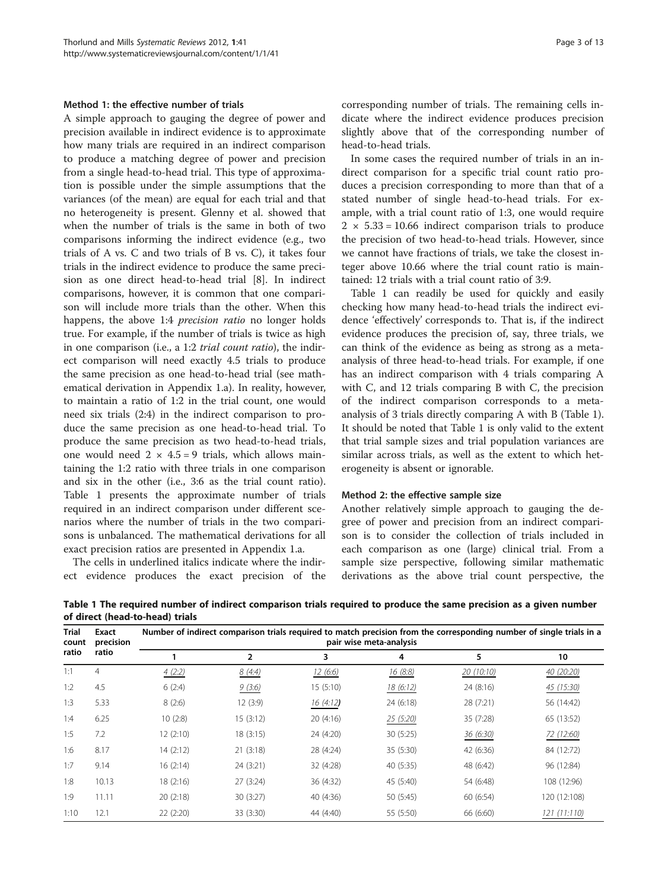### Method 1: the effective number of trials

A simple approach to gauging the degree of power and precision available in indirect evidence is to approximate how many trials are required in an indirect comparison to produce a matching degree of power and precision from a single head-to-head trial. This type of approximation is possible under the simple assumptions that the variances (of the mean) are equal for each trial and that no heterogeneity is present. Glenny et al. showed that when the number of trials is the same in both of two comparisons informing the indirect evidence (e.g., two trials of A vs. C and two trials of B vs. C), it takes four trials in the indirect evidence to produce the same precision as one direct head-to-head trial [8]. In indirect comparisons, however, it is common that one comparison will include more trials than the other. When this happens, the above 1:4 *precision ratio* no longer holds true. For example, if the number of trials is twice as high in one comparison (i.e., a 1:2 *trial count ratio*), the indirect comparison will need exactly 4.5 trials to produce the same precision as one head-to-head trial (see mathematical derivation in Appendix 1.a). In reality, however, to maintain a ratio of 1:2 in the trial count, one would need six trials (2:4) in the indirect comparison to produce the same precision as one head-to-head trial. To produce the same precision as two head-to-head trials, one would need $2 \times 4.5 = 9$ trials, which allows maintaining the 1:2 ratio with three trials in one comparison and six in the other (i.e., 3:6 as the trial count ratio). Table 1 presents the approximate number of trials required in an indirect comparison under different scenarios where the number of trials in the two comparisons is unbalanced. The mathematical derivations for all exact precision ratios are presented in Appendix 1.a.

The cells in underlined italics indicate where the indirect evidence produces the exact precision of the corresponding number of trials. The remaining cells indicate where the indirect evidence produces precision slightly above that of the corresponding number of head-to-head trials.

In some cases the required number of trials in an indirect comparison for a specific trial count ratio produces a precision corresponding to more than that of a stated number of single head-to-head trials. For example, with a trial count ratio of 1:3, one would require $2 \times 5.33 = 10.66$ indirect comparison trials to produce the precision of two head-to-head trials. However, since we cannot have fractions of trials, we take the closest integer above 10.66 where the trial count ratio is maintained: 12 trials with a trial count ratio of 3:9.

Table 1 can readily be used for quickly and easily checking how many head-to-head trials the indirect evidence 'effectively' corresponds to. That is, if the indirect evidence produces the precision of, say, three trials, we can think of the evidence as being as strong as a meta-analysis of three head-to-head trials. For example, if one has an indirect comparison with 4 trials comparing A with C, and 12 trials comparing B with C, the precision of the indirect comparison corresponds to a meta-analysis of 3 trials directly comparing A with B (Table 1). It should be noted that Table 1 is only valid to the extent that trial sample sizes and trial population variances are similar across trials, as well as the extent to which heterogeneity is absent or ignorable.

### Method 2: the effective sample size

Another relatively simple approach to gauging the degree of power and precision from an indirect comparison is to consider the collection of trials included in each comparison as one (large) clinical trial. From a sample size perspective, following similar mathematic derivations as the above trial count perspective, the

**Table 1 The required number of indirect comparison trials required to produce the same precision as a given number of direct (head-to-head) trials**

| Trial count ratio | Exact precision ratio | Number of indirect comparison trials required to match precision from the corresponding number of single trials in a pair wise meta-analysis | | | | | |
|---|---|---|---|---|---|---|---|
| | | 1 | 2 | 3 | 4 | 5 | 10 |
| 1:1 | 4 | *4 (2:2)* | *8 (4:4)* | *12 (6:6)* | *16 (8:8)* | *20 (10:10)* | *40 (20:20)* |
| 1:2 | 4.5 | 6 (2:4) | *9 (3:6)* | 15 (5:10) | *18 (6:12)* | 24 (8:16) | *45 (15:30)* |
| 1:3 | 5.33 | 8 (2:6) | 12 (3:9) | *16 (4:12)* | 24 (6:18) | 28 (7:21) | 56 (14:42) |
| 1:4 | 6.25 | 10 (2:8) | 15 (3:12) | 20 (4:16) | *25 (5:20)* | 35 (7:28) | 65 (13:52) |
| 1:5 | 7.2 | 12 (2:10) | 18 (3:15) | 24 (4:20) | 30 (5:25) | *36 (6:30)* | *72 (12:60)* |
| 1:6 | 8.17 | 14 (2:12) | 21 (3:18) | 28 (4:24) | 35 (5:30) | 42 (6:36) | 84 (12:72) |
| 1:7 | 9.14 | 16 (2:14) | 24 (3:21) | 32 (4:28) | 40 (5:35) | 48 (6:42) | 96 (12:84) |
| 1:8 | 10.13 | 18 (2:16) | 27 (3:24) | 36 (4:32) | 45 (5:40) | 54 (6:48) | 108 (12:96) |
| 1:9 | 11.11 | 20 (2:18) | 30 (3:27) | 40 (4:36) | 50 (5:45) | 60 (6:54) | 120 (12:108) |
| 1:10 | 12.1 | 22 (2:20) | 33 (3:30) | 44 (4:40) | 55 (5:50) | 66 (6:60) | *121 (11:110)* |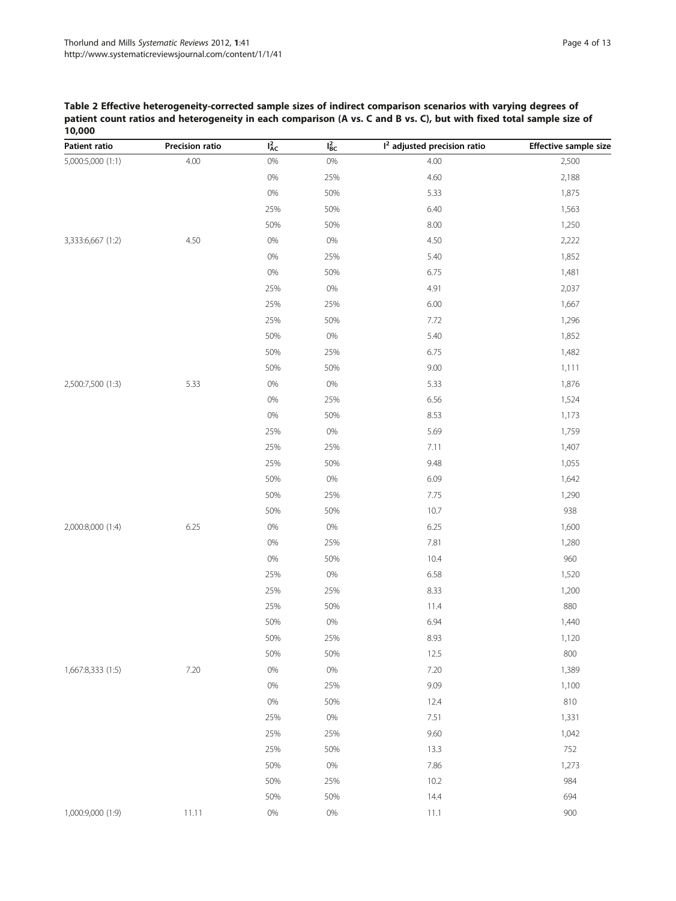**Table 2 Effective heterogeneity-corrected sample sizes of indirect comparison scenarios with varying degrees of patient count ratios and heterogeneity in each comparison (A vs. C and B vs. C), but with fixed total sample size of 10,000**

| Patient ratio | Precision ratio | $I^2_{AC}$ | $I^2_{BC}$ | $I^2$ adjusted precision ratio | Effective sample size |
|---|---|---|---|---|---|
| 5,000:5,000 (1:1) | 4.00 | 0% | 0% | 4.00 | 2,500 |
| | | 0% | 25% | 4.60 | 2,188 |
| | | 0% | 50% | 5.33 | 1,875 |
| | | 25% | 50% | 6.40 | 1,563 |
| | | 50% | 50% | 8.00 | 1,250 |
| 3,333:6,667 (1:2) | 4.50 | 0% | 0% | 4.50 | 2,222 |
| | | 0% | 25% | 5.40 | 1,852 |
| | | 0% | 50% | 6.75 | 1,481 |
| | | 25% | 0% | 4.91 | 2,037 |
| | | 25% | 25% | 6.00 | 1,667 |
| | | 25% | 50% | 7.72 | 1,296 |
| | | 50% | 0% | 5.40 | 1,852 |
| | | 50% | 25% | 6.75 | 1,482 |
| | | 50% | 50% | 9.00 | 1,111 |
| 2,500:7,500 (1:3) | 5.33 | 0% | 0% | 5.33 | 1,876 |
| | | 0% | 25% | 6.56 | 1,524 |
| | | 0% | 50% | 8.53 | 1,173 |
| | | 25% | 0% | 5.69 | 1,759 |
| | | 25% | 25% | 7.11 | 1,407 |
| | | 25% | 50% | 9.48 | 1,055 |
| | | 50% | 0% | 6.09 | 1,642 |
| | | 50% | 25% | 7.75 | 1,290 |
| | | 50% | 50% | 10.7 | 938 |
| 2,000:8,000 (1:4) | 6.25 | 0% | 0% | 6.25 | 1,600 |
| | | 0% | 25% | 7.81 | 1,280 |
| | | 0% | 50% | 10.4 | 960 |
| | | 25% | 0% | 6.58 | 1,520 |
| | | 25% | 25% | 8.33 | 1,200 |
| | | 25% | 50% | 11.4 | 880 |
| | | 50% | 0% | 6.94 | 1,440 |
| | | 50% | 25% | 8.93 | 1,120 |
| | | 50% | 50% | 12.5 | 800 |
| 1,667:8,333 (1:5) | 7.20 | 0% | 0% | 7.20 | 1,389 |
| | | 0% | 25% | 9.09 | 1,100 |
| | | 0% | 50% | 12.4 | 810 |
| | | 25% | 0% | 7.51 | 1,331 |
| | | 25% | 25% | 9.60 | 1,042 |
| | | 25% | 50% | 13.3 | 752 |
| | | 50% | 0% | 7.86 | 1,273 |
| | | 50% | 25% | 10.2 | 984 |
| | | 50% | 50% | 14.4 | 694 |
| 1,000:9,000 (1:9) | 11.11 | 0% | 0% | 11.1 | 900 |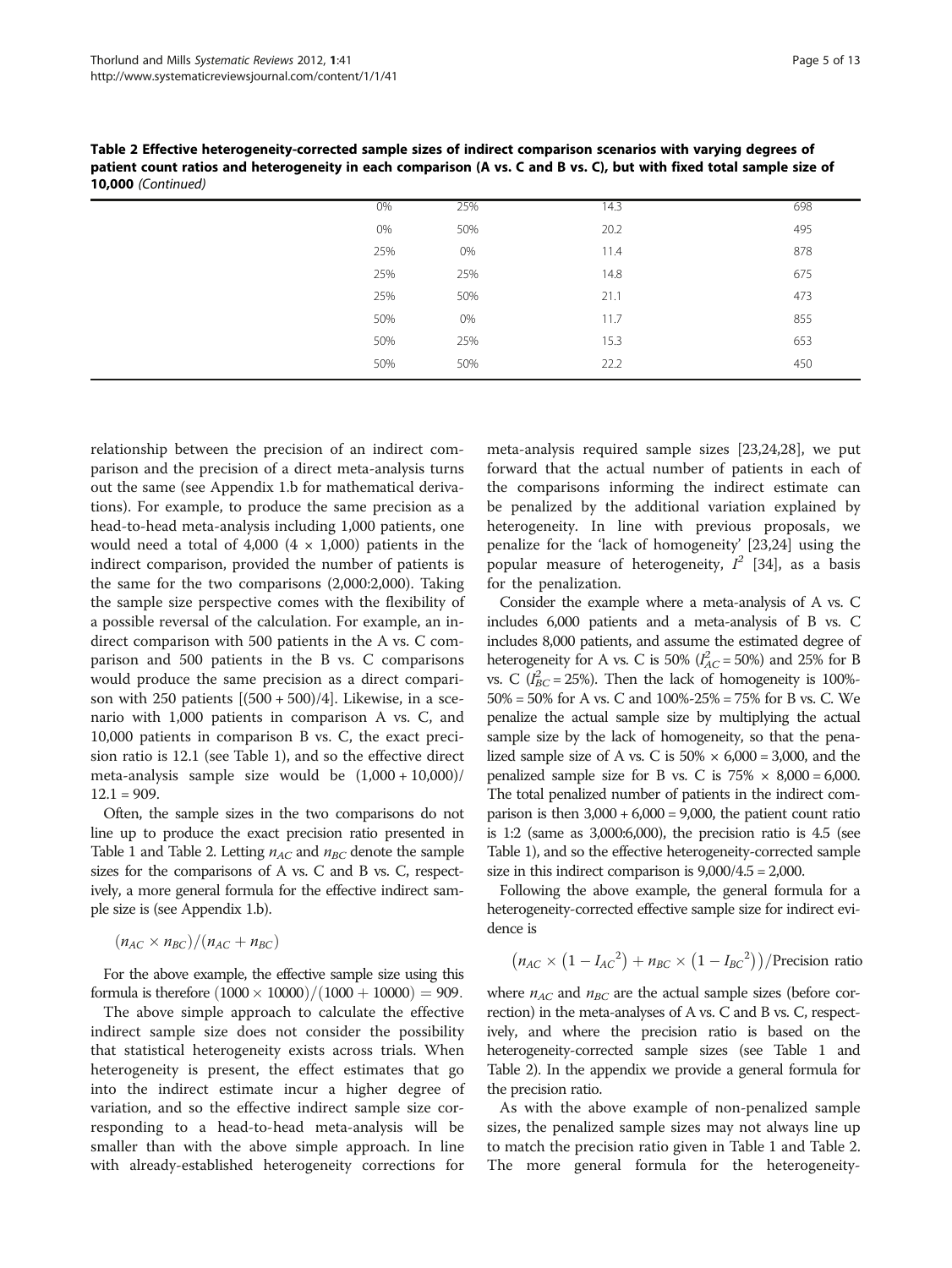**Table 2 Effective heterogeneity-corrected sample sizes of indirect comparison scenarios with varying degrees of patient count ratios and heterogeneity in each comparison (A vs. C and B vs. C), but with fixed total sample size of 10,000** *(Continued)*

| | | | | |
|---|---|---|---|---|
| | 0% | 25% | 14.3 | 698 |
| | 0% | 50% | 20.2 | 495 |
| | 25% | 0% | 11.4 | 878 |
| | 25% | 25% | 14.8 | 675 |
| | 25% | 50% | 21.1 | 473 |
| | 50% | 0% | 11.7 | 855 |
| | 50% | 25% | 15.3 | 653 |
| | 50% | 50% | 22.2 | 450 |

relationship between the precision of an indirect comparison and the precision of a direct meta-analysis turns out the same (see Appendix 1.b for mathematical derivations). For example, to produce the same precision as a head-to-head meta-analysis including 1,000 patients, one would need a total of 4,000 ($4 \times 1,000$) patients in the indirect comparison, provided the number of patients is the same for the two comparisons (2,000:2,000). Taking the sample size perspective comes with the flexibility of a possible reversal of the calculation. For example, an indirect comparison with 500 patients in the A vs. C comparison and 500 patients in the B vs. C comparisons would produce the same precision as a direct comparison with 250 patients [$(500 + 500)/4$]. Likewise, in a scenario with 1,000 patients in comparison A vs. C, and 10,000 patients in comparison B vs. C, the exact precision ratio is 12.1 (see Table 1), and so the effective direct meta-analysis sample size would be $(1,000 + 10,000)/12.1 = 909$.

Often, the sample sizes in the two comparisons do not line up to produce the exact precision ratio presented in Table 1 and Table 2. Letting $n_{AC}$ and $n_{BC}$ denote the sample sizes for the comparisons of A vs. C and B vs. C, respectively, a more general formula for the effective indirect sample size is (see Appendix 1.b).

$$(n_{AC} \times n_{BC})/(n_{AC} + n_{BC})$$

For the above example, the effective sample size using this formula is therefore $(1000 \times 10000)/(1000 + 10000) = 909$.

The above simple approach to calculate the effective indirect sample size does not consider the possibility that statistical heterogeneity exists across trials. When heterogeneity is present, the effect estimates that go into the indirect estimate incur a higher degree of variation, and so the effective indirect sample size corresponding to a head-to-head meta-analysis will be smaller than with the above simple approach. In line with already-established heterogeneity corrections for meta-analysis required sample sizes [23,24,28], we put forward that the actual number of patients in each of the comparisons informing the indirect estimate can be penalized by the additional variation explained by heterogeneity. In line with previous proposals, we penalize for the 'lack of homogeneity' [23,24] using the popular measure of heterogeneity, $I^2$ [34], as a basis for the penalization.

Consider the example where a meta-analysis of A vs. C includes 6,000 patients and a meta-analysis of B vs. C includes 8,000 patients, and assume the estimated degree of heterogeneity for A vs. C is 50% ($I^2_{AC} = 50\%$) and 25% for B vs. C ($I^2_{BC} = 25\%$). Then the lack of homogeneity is 100%-50% = 50% for A vs. C and 100%-25% = 75% for B vs. C. We penalize the actual sample size by multiplying the actual sample size by the lack of homogeneity, so that the penalized sample size of A vs. C is $50\% \times 6,000 = 3,000$, and the penalized sample size for B vs. C is $75\% \times 8,000 = 6,000$. The total penalized number of patients in the indirect comparison is then $3,000 + 6,000 = 9,000$, the patient count ratio is 1:2 (same as 3,000:6,000), the precision ratio is 4.5 (see Table 1), and so the effective heterogeneity-corrected sample size in this indirect comparison is $9,000/4.5 = 2,000$.

Following the above example, the general formula for a heterogeneity-corrected effective sample size for indirect evidence is

$$\left(n_{AC} \times \left(1 - I_{AC}{}^2\right) + n_{BC} \times \left(1 - I_{BC}{}^2\right)\right)/\text{Precision ratio}$$

where $n_{AC}$ and $n_{BC}$ are the actual sample sizes (before correction) in the meta-analyses of A vs. C and B vs. C, respectively, and where the precision ratio is based on the heterogeneity-corrected sample sizes (see Table 1 and Table 2). In the appendix we provide a general formula for the precision ratio.

As with the above example of non-penalized sample sizes, the penalized sample sizes may not always line up to match the precision ratio given in Table 1 and Table 2. The more general formula for the heterogeneity-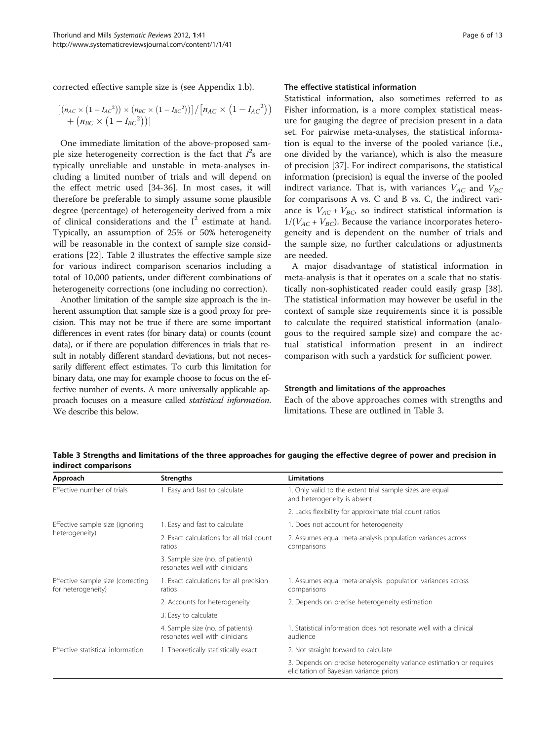corrected effective sample size is (see Appendix 1.b).

$$\left[\left(n_{AC} \times \left(1 - I_{AC}^2\right)\right) \times \left(n_{BC} \times \left(1 - I_{BC}^2\right)\right)\right] / \left[n_{AC} \times \left(1 - I_{AC}^2\right) + \left(n_{BC} \times \left(1 - I_{BC}^2\right)\right)\right]$$

One immediate limitation of the above-proposed sample size heterogeneity correction is the fact that $I^2$s are typically unreliable and unstable in meta-analyses including a limited number of trials and will depend on the effect metric used [34-36]. In most cases, it will therefore be preferable to simply assume some plausible degree (percentage) of heterogeneity derived from a mix of clinical considerations and the $I^2$ estimate at hand. Typically, an assumption of 25% or 50% heterogeneity will be reasonable in the context of sample size considerations [22]. Table 2 illustrates the effective sample size for various indirect comparison scenarios including a total of 10,000 patients, under different combinations of heterogeneity corrections (one including no correction).

Another limitation of the sample size approach is the inherent assumption that sample size is a good proxy for precision. This may not be true if there are some important differences in event rates (for binary data) or counts (count data), or if there are population differences in trials that result in notably different standard deviations, but not necessarily different effect estimates. To curb this limitation for binary data, one may for example choose to focus on the effective number of events. A more universally applicable approach focuses on a measure called *statistical information*. We describe this below.

### The effective statistical information

Statistical information, also sometimes referred to as Fisher information, is a more complex statistical measure for gauging the degree of precision present in a data set. For pairwise meta-analyses, the statistical information is equal to the inverse of the pooled variance (i.e., one divided by the variance), which is also the measure of precision [37]. For indirect comparisons, the statistical information (precision) is equal the inverse of the pooled indirect variance. That is, with variances $V_{AC}$ and $V_{BC}$ for comparisons A vs. C and B vs. C, the indirect variance is $V_{AC} + V_{BC}$, so indirect statistical information is $1/(V_{AC} + V_{BC})$. Because the variance incorporates heterogeneity and is dependent on the number of trials and the sample size, no further calculations or adjustments are needed.

A major disadvantage of statistical information in meta-analysis is that it operates on a scale that no statistically non-sophisticated reader could easily grasp [38]. The statistical information may however be useful in the context of sample size requirements since it is possible to calculate the required statistical information (analogous to the required sample size) and compare the actual statistical information present in an indirect comparison with such a yardstick for sufficient power.

### Strength and limitations of the approaches

Each of the above approaches comes with strengths and limitations. These are outlined in Table 3.

**Table 3 Strengths and limitations of the three approaches for gauging the effective degree of power and precision in indirect comparisons**

| Approach | Strengths | Limitations |
|---|---|---|
| Effective number of trials | 1. Easy and fast to calculate | 1. Only valid to the extent trial sample sizes are equal and heterogeneity is absent |
| | | 2. Lacks flexibility for approximate trial count ratios |
| Effective sample size (ignoring heterogeneity) | 1. Easy and fast to calculate | 1. Does not account for heterogeneity |
| | 2. Exact calculations for all trial count ratios | 2. Assumes equal meta-analysis population variances across comparisons |
| | 3. Sample size (no. of patients) resonates well with clinicians | |
| Effective sample size (correcting for heterogeneity) | 1. Exact calculations for all precision ratios | 1. Assumes equal meta-analysis population variances across comparisons |
| | 2. Accounts for heterogeneity | 2. Depends on precise heterogeneity estimation |
| | 3. Easy to calculate | |
| | 4. Sample size (no. of patients) resonates well with clinicians | 1. Statistical information does not resonate well with a clinical audience |
| Effective statistical information | 1. Theoretically statistically exact | 2. Not straight forward to calculate |
| | | 3. Depends on precise heterogeneity variance estimation or requires elicitation of Bayesian variance priors |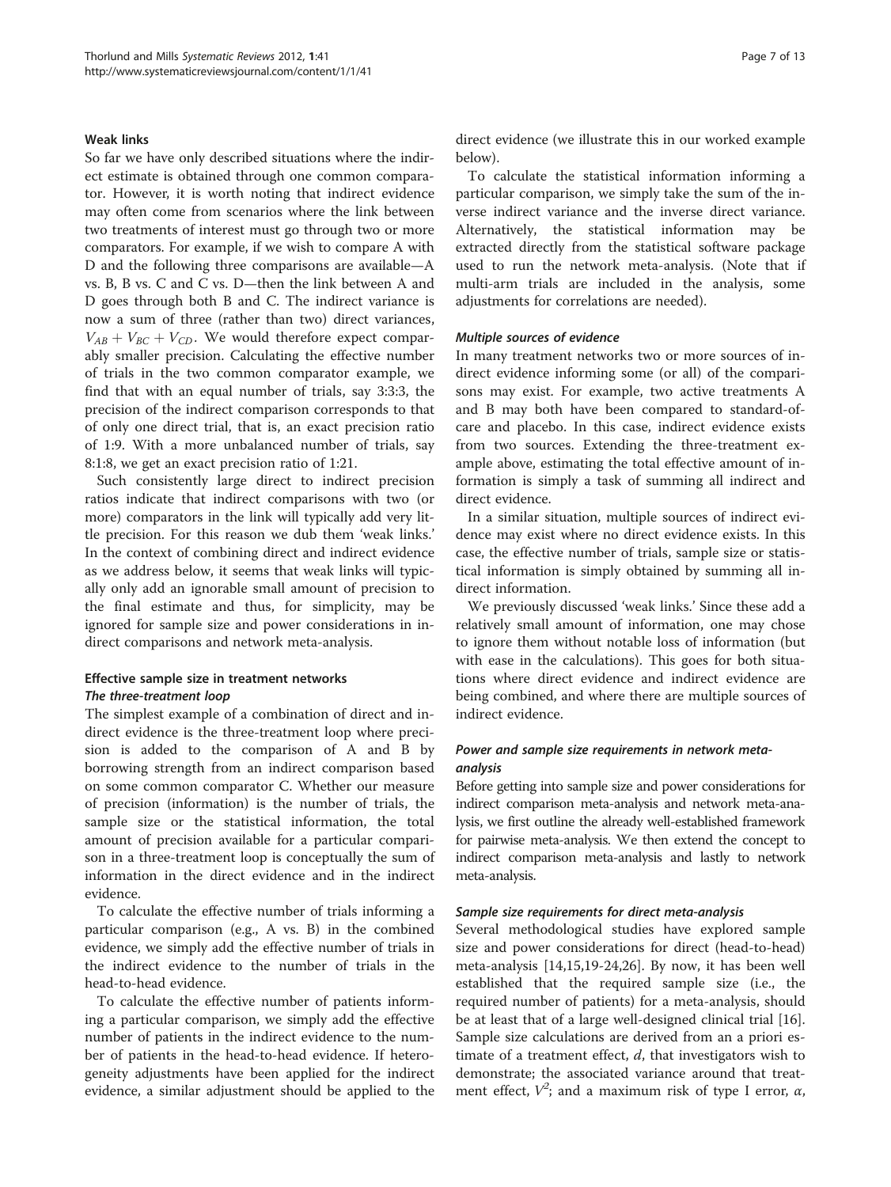### Weak links

So far we have only described situations where the indirect estimate is obtained through one common comparator. However, it is worth noting that indirect evidence may often come from scenarios where the link between two treatments of interest must go through two or more comparators. For example, if we wish to compare A with D and the following three comparisons are available—A vs. B, B vs. C and C vs. D—then the link between A and D goes through both B and C. The indirect variance is now a sum of three (rather than two) direct variances, $V_{AB} + V_{BC} + V_{CD}$. We would therefore expect comparably smaller precision. Calculating the effective number of trials in the two common comparator example, we find that with an equal number of trials, say 3:3:3, the precision of the indirect comparison corresponds to that of only one direct trial, that is, an exact precision ratio of 1:9. With a more unbalanced number of trials, say 8:1:8, we get an exact precision ratio of 1:21.

Such consistently large direct to indirect precision ratios indicate that indirect comparisons with two (or more) comparators in the link will typically add very little precision. For this reason we dub them 'weak links.' In the context of combining direct and indirect evidence as we address below, it seems that weak links will typically only add an ignorable small amount of precision to the final estimate and thus, for simplicity, may be ignored for sample size and power considerations in indirect comparisons and network meta-analysis.

### Effective sample size in treatment networks

#### *The three-treatment loop*

The simplest example of a combination of direct and indirect evidence is the three-treatment loop where precision is added to the comparison of A and B by borrowing strength from an indirect comparison based on some common comparator C. Whether our measure of precision (information) is the number of trials, the sample size or the statistical information, the total amount of precision available for a particular comparison in a three-treatment loop is conceptually the sum of information in the direct evidence and in the indirect evidence.

To calculate the effective number of trials informing a particular comparison (e.g., A vs. B) in the combined evidence, we simply add the effective number of trials in the indirect evidence to the number of trials in the head-to-head evidence.

To calculate the effective number of patients informing a particular comparison, we simply add the effective number of patients in the indirect evidence to the number of patients in the head-to-head evidence. If heterogeneity adjustments have been applied for the indirect evidence, a similar adjustment should be applied to the direct evidence (we illustrate this in our worked example below).

To calculate the statistical information informing a particular comparison, we simply take the sum of the inverse indirect variance and the inverse direct variance. Alternatively, the statistical information may be extracted directly from the statistical software package used to run the network meta-analysis. (Note that if multi-arm trials are included in the analysis, some adjustments for correlations are needed).

#### *Multiple sources of evidence*

In many treatment networks two or more sources of indirect evidence informing some (or all) of the comparisons may exist. For example, two active treatments A and B may both have been compared to standard-of-care and placebo. In this case, indirect evidence exists from two sources. Extending the three-treatment example above, estimating the total effective amount of information is simply a task of summing all indirect and direct evidence.

In a similar situation, multiple sources of indirect evidence may exist where no direct evidence exists. In this case, the effective number of trials, sample size or statistical information is simply obtained by summing all indirect information.

We previously discussed 'weak links.' Since these add a relatively small amount of information, one may chose to ignore them without notable loss of information (but with ease in the calculations). This goes for both situations where direct evidence and indirect evidence are being combined, and where there are multiple sources of indirect evidence.

#### *Power and sample size requirements in network meta-analysis*

Before getting into sample size and power considerations for indirect comparison meta-analysis and network meta-analysis, we first outline the already well-established framework for pairwise meta-analysis. We then extend the concept to indirect comparison meta-analysis and lastly to network meta-analysis.

#### *Sample size requirements for direct meta-analysis*

Several methodological studies have explored sample size and power considerations for direct (head-to-head) meta-analysis [14,15,19-24,26]. By now, it has been well established that the required sample size (i.e., the required number of patients) for a meta-analysis, should be at least that of a large well-designed clinical trial [16]. Sample size calculations are derived from an a priori estimate of a treatment effect, $d$, that investigators wish to demonstrate; the associated variance around that treatment effect, $V^2$; and a maximum risk of type I error, $\alpha$,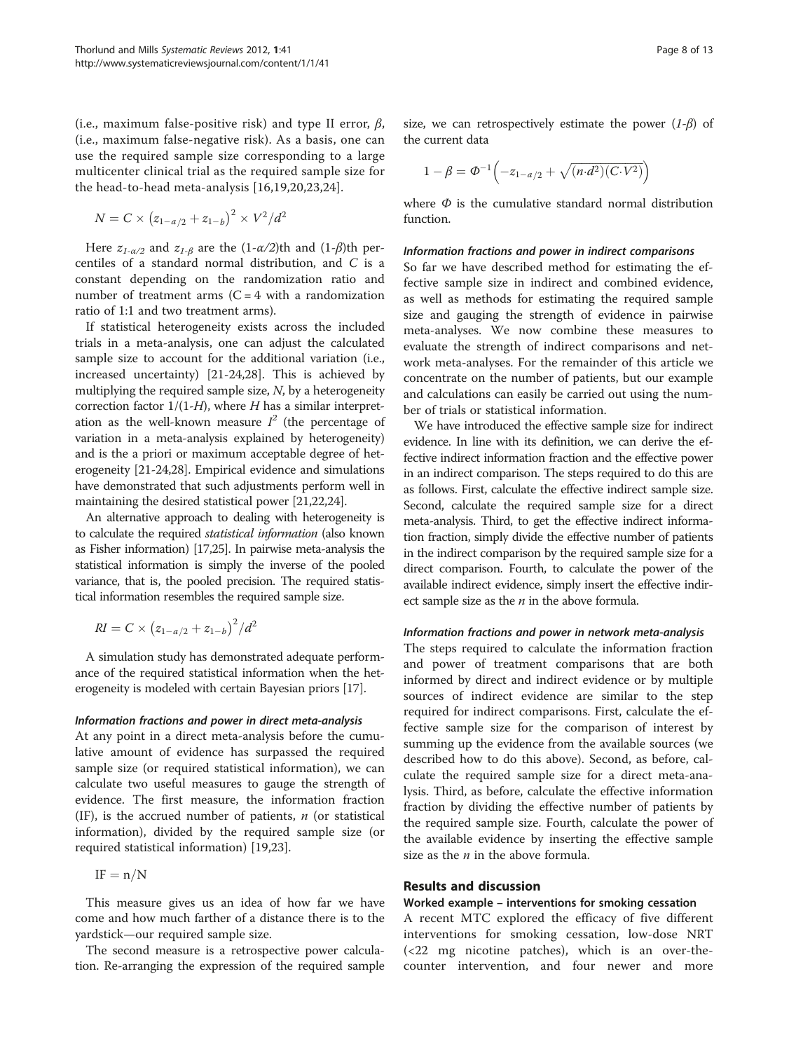(i.e., maximum false-positive risk) and type II error, $\beta$, (i.e., maximum false-negative risk). As a basis, one can use the required sample size corresponding to a large multicenter clinical trial as the required sample size for the head-to-head meta-analysis [16,19,20,23,24].

$$N = C \times \left(z_{1-a/2} + z_{1-b}\right)^2 \times V^2/d^2$$

Here $z_{1-\alpha/2}$ and $z_{1-\beta}$ are the (1-$\alpha$/2)th and (1-$\beta$)th percentiles of a standard normal distribution, and $C$ is a constant depending on the randomization ratio and number of treatment arms (C = 4 with a randomization ratio of 1:1 and two treatment arms).

If statistical heterogeneity exists across the included trials in a meta-analysis, one can adjust the calculated sample size to account for the additional variation (i.e., increased uncertainty) [21-24,28]. This is achieved by multiplying the required sample size, $N$, by a heterogeneity correction factor $1/(1\text{-}H)$, where $H$ has a similar interpretation as the well-known measure $I^2$ (the percentage of variation in a meta-analysis explained by heterogeneity) and is the a priori or maximum acceptable degree of heterogeneity [21-24,28]. Empirical evidence and simulations have demonstrated that such adjustments perform well in maintaining the desired statistical power [21,22,24].

An alternative approach to dealing with heterogeneity is to calculate the required *statistical information* (also known as Fisher information) [17,25]. In pairwise meta-analysis the statistical information is simply the inverse of the pooled variance, that is, the pooled precision. The required statistical information resembles the required sample size.

$$RI = C \times \left(z_{1-a/2} + z_{1-b}\right)^2/d^2$$

A simulation study has demonstrated adequate performance of the required statistical information when the heterogeneity is modeled with certain Bayesian priors [17].

#### *Information fractions and power in direct meta-analysis*

At any point in a direct meta-analysis before the cumulative amount of evidence has surpassed the required sample size (or required statistical information), we can calculate two useful measures to gauge the strength of evidence. The first measure, the information fraction (IF), is the accrued number of patients, $n$ (or statistical information), divided by the required sample size (or required statistical information) [19,23].

$$\mathrm{IF} = \mathrm{n}/\mathrm{N}$$

This measure gives us an idea of how far we have come and how much farther of a distance there is to the yardstick—our required sample size.

The second measure is a retrospective power calculation. Re-arranging the expression of the required sample size, we can retrospectively estimate the power (*1-β*) of the current data

$$1 - \beta = \Phi^{-1}\left(-z_{1-a/2} + \sqrt{(n \cdot d^2)(C \cdot V^2)}\right)$$

where $\Phi$ is the cumulative standard normal distribution function.

#### *Information fractions and power in indirect comparisons*

So far we have described method for estimating the effective sample size in indirect and combined evidence, as well as methods for estimating the required sample size and gauging the strength of evidence in pairwise meta-analyses. We now combine these measures to evaluate the strength of indirect comparisons and network meta-analyses. For the remainder of this article we concentrate on the number of patients, but our example and calculations can easily be carried out using the number of trials or statistical information.

We have introduced the effective sample size for indirect evidence. In line with its definition, we can derive the effective indirect information fraction and the effective power in an indirect comparison. The steps required to do this are as follows. First, calculate the effective indirect sample size. Second, calculate the required sample size for a direct meta-analysis. Third, to get the effective indirect information fraction, simply divide the effective number of patients in the indirect comparison by the required sample size for a direct comparison. Fourth, to calculate the power of the available indirect evidence, simply insert the effective indirect sample size as the $n$ in the above formula.

#### *Information fractions and power in network meta-analysis*

The steps required to calculate the information fraction and power of treatment comparisons that are both informed by direct and indirect evidence or by multiple sources of indirect evidence are similar to the step required for indirect comparisons. First, calculate the effective sample size for the comparison of interest by summing up the evidence from the available sources (we described how to do this above). Second, as before, calculate the required sample size for a direct meta-analysis. Third, as before, calculate the effective information fraction by dividing the effective number of patients by the required sample size. Fourth, calculate the power of the available evidence by inserting the effective sample size as the $n$ in the above formula.

## Results and discussion

### Worked example – interventions for smoking cessation

A recent MTC explored the efficacy of five different interventions for smoking cessation, low-dose NRT (<22 mg nicotine patches), which is an over-the-counter intervention, and four newer and more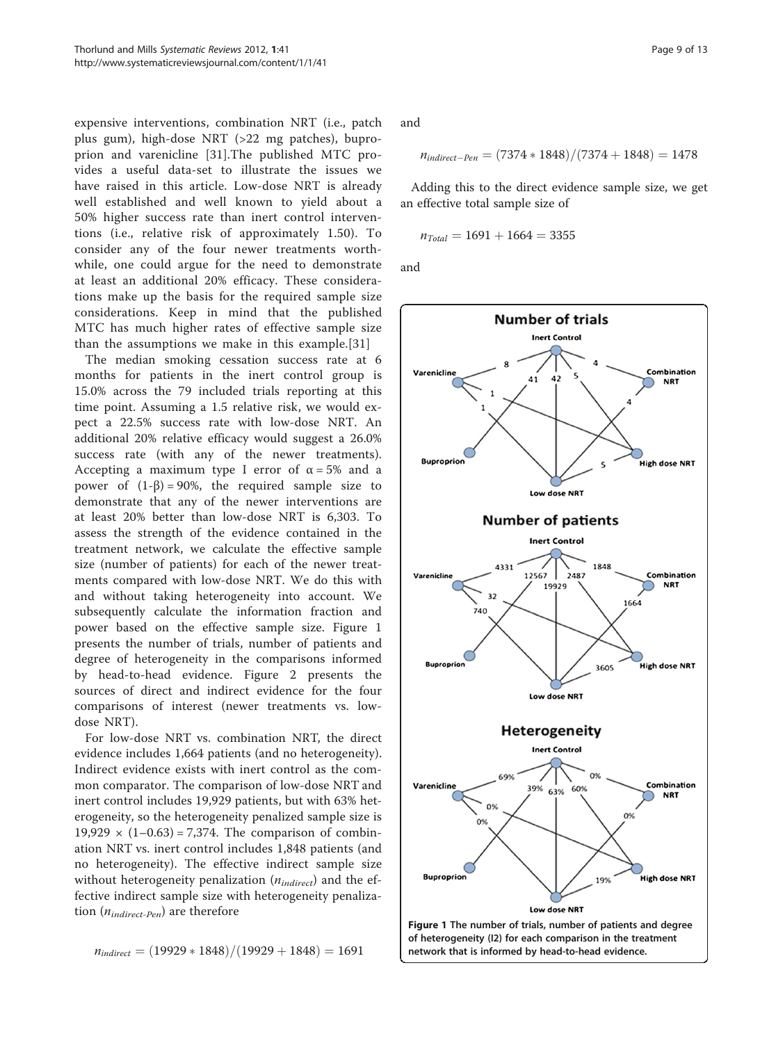expensive interventions, combination NRT (i.e., patch plus gum), high-dose NRT (>22 mg patches), bupropion and varenicline [31].The published MTC provides a useful data-set to illustrate the issues we have raised in this article. Low-dose NRT is already well established and well known to yield about a 50% higher success rate than inert control interventions (i.e., relative risk of approximately 1.50). To consider any of the four newer treatments worthwhile, one could argue for the need to demonstrate at least an additional 20% efficacy. These considerations make up the basis for the required sample size considerations. Keep in mind that the published MTC has much higher rates of effective sample size than the assumptions we make in this example.[31]

The median smoking cessation success rate at 6 months for patients in the inert control group is 15.0% across the 79 included trials reporting at this time point. Assuming a 1.5 relative risk, we would expect a 22.5% success rate with low-dose NRT. An additional 20% relative efficacy would suggest a 26.0% success rate (with any of the newer treatments). Accepting a maximum type I error of $\alpha = 5\%$ and a power of $(1\text{-}\beta) = 90\%$, the required sample size to demonstrate that any of the newer interventions are at least 20% better than low-dose NRT is 6,303. To assess the strength of the evidence contained in the treatment network, we calculate the effective sample size (number of patients) for each of the newer treatments compared with low-dose NRT. We do this with and without taking heterogeneity into account. We subsequently calculate the information fraction and power based on the effective sample size. Figure 1 presents the number of trials, number of patients and degree of heterogeneity in the comparisons informed by head-to-head evidence. Figure 2 presents the sources of direct and indirect evidence for the four comparisons of interest (newer treatments vs. low-dose NRT).

For low-dose NRT vs. combination NRT, the direct evidence includes 1,664 patients (and no heterogeneity). Indirect evidence exists with inert control as the common comparator. The comparison of low-dose NRT and inert control includes 19,929 patients, but with 63% heterogeneity, so the heterogeneity penalized sample size is $19{,}929 \times (1\text{–}0.63) = 7{,}374$. The comparison of combination NRT vs. inert control includes 1,848 patients (and no heterogeneity). The effective indirect sample size without heterogeneity penalization ($n_{indirect}$) and the effective indirect sample size with heterogeneity penalization ($n_{indirect\text{-}Pen}$) are therefore

$$n_{indirect} = (19929 * 1848)/(19929 + 1848) = 1691$$

and

$$n_{indirect-Pen} = (7374 * 1848)/(7374 + 1848) = 1478$$

Adding this to the direct evidence sample size, we get an effective total sample size of

$$n_{Total} = 1691 + 1664 = 3355$$

and

**Figure 1 The number of trials, number of patients and degree of heterogeneity (I2) for each comparison in the treatment network that is informed by head-to-head evidence.**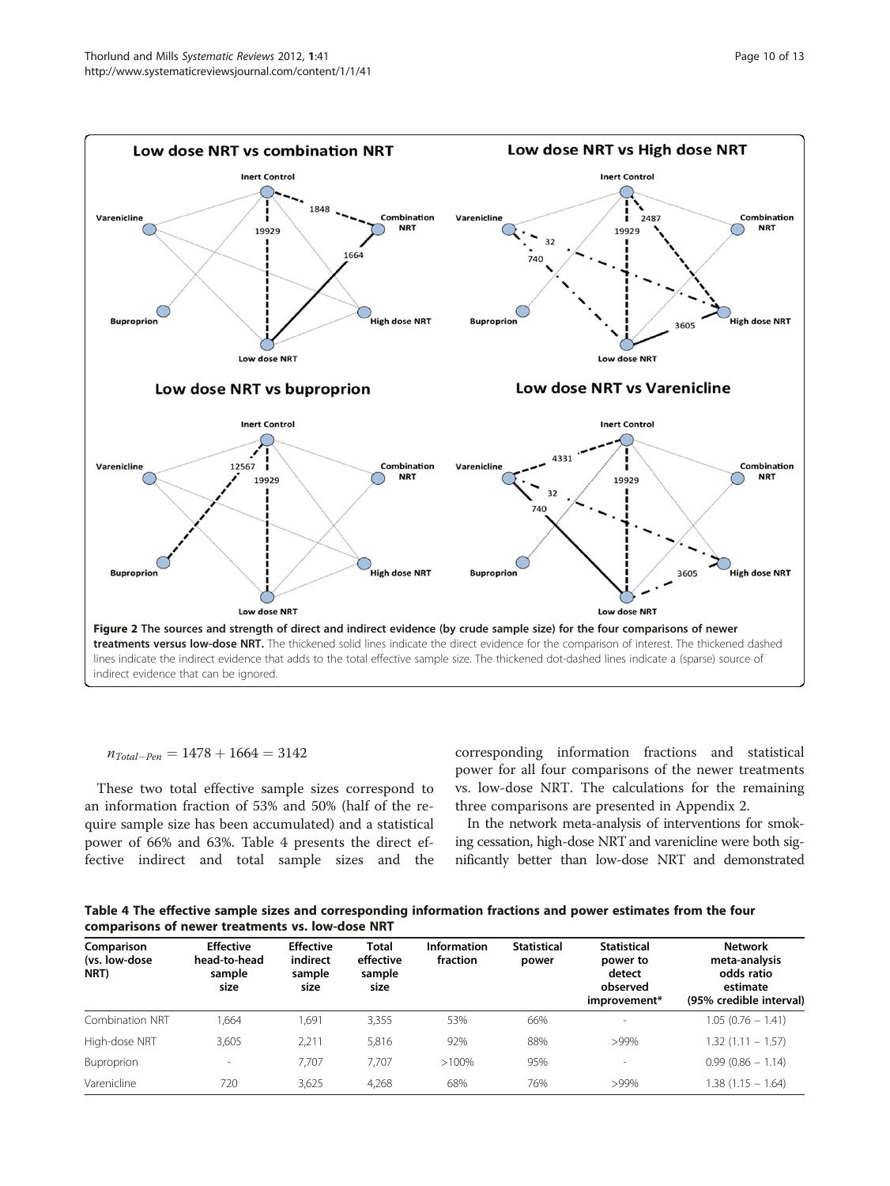Figure 2 The sources and strength of direct and indirect evidence (by crude sample size) for the four comparisons of newer treatments versus low-dose NRT. The thickened solid lines indicate the direct evidence for the comparison of interest. The thickened dashed lines indicate the indirect evidence that adds to the total effective sample size. The thickened dot-dashed lines indicate a (sparse) source of indirect evidence that can be ignored.

$$n_{Total-Pen} = 1478 + 1664 = 3142$$

These two total effective sample sizes correspond to an information fraction of 53% and 50% (half of the require sample size has been accumulated) and a statistical power of 66% and 63%. Table 4 presents the direct effective indirect and total sample sizes and the corresponding information fractions and statistical power for all four comparisons of the newer treatments vs. low-dose NRT. The calculations for the remaining three comparisons are presented in Appendix 2.

In the network meta-analysis of interventions for smoking cessation, high-dose NRT and varenicline were both significantly better than low-dose NRT and demonstrated

**Table 4 The effective sample sizes and corresponding information fractions and power estimates from the four comparisons of newer treatments vs. low-dose NRT**

| Comparison (vs. low-dose NRT) | Effective head-to-head sample size | Effective indirect sample size | Total effective sample size | Information fraction | Statistical power | Statistical power to detect observed improvement* | Network meta-analysis odds ratio estimate (95% credible interval) |
|---|---|---|---|---|---|---|---|
| Combination NRT | 1,664 | 1,691 | 3,355 | 53% | 66% | - | 1.05 (0.76 – 1.41) |
| High-dose NRT | 3,605 | 2,211 | 5,816 | 92% | 88% | >99% | 1.32 (1.11 – 1.57) |
| Buproprion | - | 7,707 | 7,707 | >100% | 95% | - | 0.99 (0.86 – 1.14) |
| Varenicline | 720 | 3,625 | 4,268 | 68% | 76% | >99% | 1.38 (1.15 – 1.64) |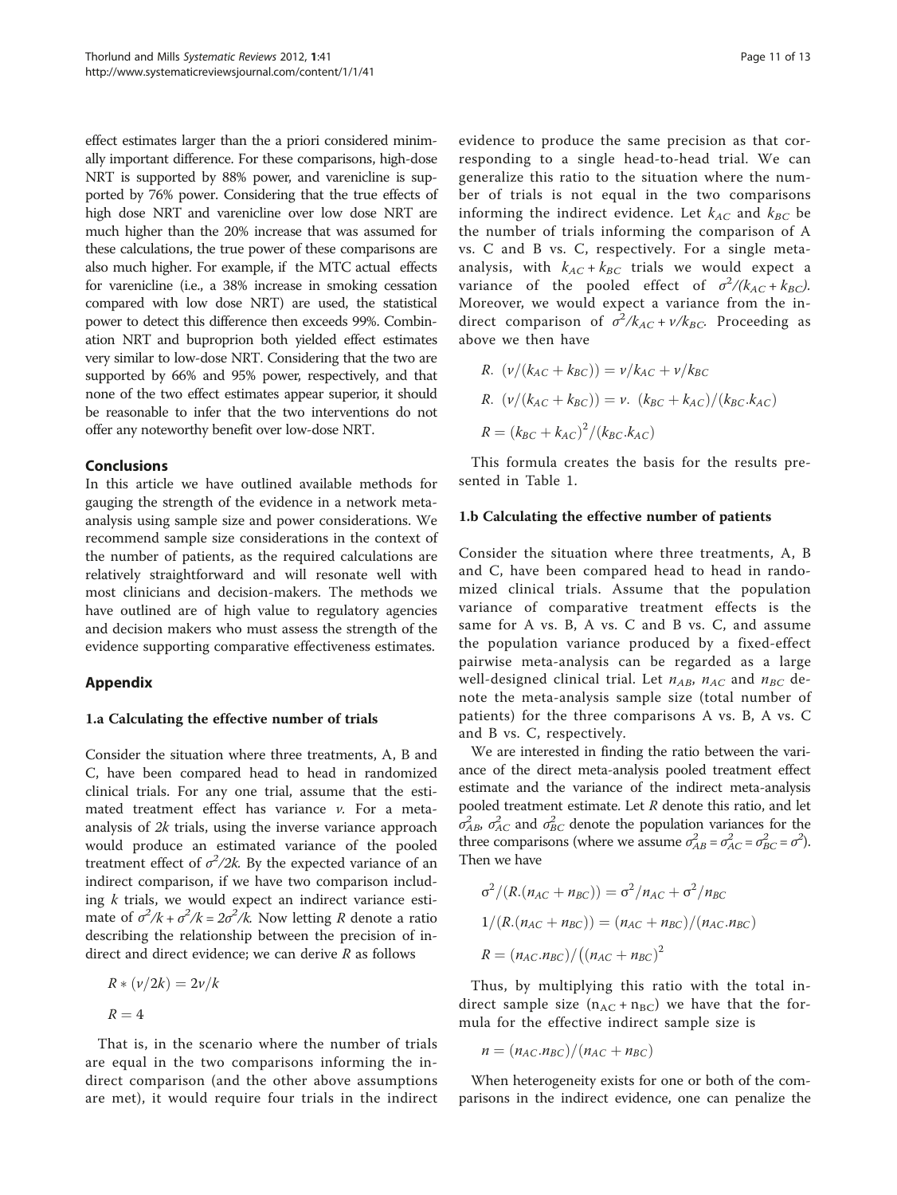effect estimates larger than the a priori considered minimally important difference. For these comparisons, high-dose NRT is supported by 88% power, and varenicline is supported by 76% power. Considering that the true effects of high dose NRT and varenicline over low dose NRT are much higher than the 20% increase that was assumed for these calculations, the true power of these comparisons are also much higher. For example, if the MTC actual effects for varenicline (i.e., a 38% increase in smoking cessation compared with low dose NRT) are used, the statistical power to detect this difference then exceeds 99%. Combination NRT and buproprion both yielded effect estimates very similar to low-dose NRT. Considering that the two are supported by 66% and 95% power, respectively, and that none of the two effect estimates appear superior, it should be reasonable to infer that the two interventions do not offer any noteworthy benefit over low-dose NRT.

## Conclusions

In this article we have outlined available methods for gauging the strength of the evidence in a network meta-analysis using sample size and power considerations. We recommend sample size considerations in the context of the number of patients, as the required calculations are relatively straightforward and will resonate well with most clinicians and decision-makers. The methods we have outlined are of high value to regulatory agencies and decision makers who must assess the strength of the evidence supporting comparative effectiveness estimates.

## Appendix

### 1.a Calculating the effective number of trials

Consider the situation where three treatments, A, B and C, have been compared head to head in randomized clinical trials. For any one trial, assume that the estimated treatment effect has variance $\nu$. For a meta-analysis of $2k$ trials, using the inverse variance approach would produce an estimated variance of the pooled treatment effect of $\sigma^2/2k$. By the expected variance of an indirect comparison, if we have two comparison including $k$ trials, we would expect an indirect variance estimate of $\sigma^2/k + \sigma^2/k = 2\sigma^2/k$. Now letting $R$ denote a ratio describing the relationship between the precision of indirect and direct evidence; we can derive $R$ as follows

$$R * (\nu/2k) = 2\nu/k$$

$$R = 4$$

That is, in the scenario where the number of trials are equal in the two comparisons informing the indirect comparison (and the other above assumptions are met), it would require four trials in the indirect evidence to produce the same precision as that corresponding to a single head-to-head trial. We can generalize this ratio to the situation where the number of trials is not equal in the two comparisons informing the indirect evidence. Let $k_{AC}$ and $k_{BC}$ be the number of trials informing the comparison of A vs. C and B vs. C, respectively. For a single meta-analysis, with $k_{AC} + k_{BC}$ trials we would expect a variance of the pooled effect of $\sigma^2/(k_{AC} + k_{BC})$. Moreover, we would expect a variance from the indirect comparison of $\sigma^2/k_{AC} + \nu/k_{BC}$. Proceeding as above we then have

$$R.\ (\nu/(k_{AC} + k_{BC})) = \nu/k_{AC} + \nu/k_{BC}$$

$$R.\ (\nu/(k_{AC} + k_{BC})) = \nu.\ (k_{BC} + k_{AC})/(k_{BC}.k_{AC})$$

$$R = (k_{BC} + k_{AC})^2/(k_{BC}.k_{AC})$$

This formula creates the basis for the results presented in Table 1.

### 1.b Calculating the effective number of patients

Consider the situation where three treatments, A, B and C, have been compared head to head in randomized clinical trials. Assume that the population variance of comparative treatment effects is the same for A vs. B, A vs. C and B vs. C, and assume the population variance produced by a fixed-effect pairwise meta-analysis can be regarded as a large well-designed clinical trial. Let $n_{AB}$, $n_{AC}$ and $n_{BC}$ denote the meta-analysis sample size (total number of patients) for the three comparisons A vs. B, A vs. C and B vs. C, respectively.

We are interested in finding the ratio between the variance of the direct meta-analysis pooled treatment effect estimate and the variance of the indirect meta-analysis pooled treatment estimate. Let $R$ denote this ratio, and let $\sigma^2_{AB}$, $\sigma^2_{AC}$ and $\sigma^2_{BC}$ denote the population variances for the three comparisons (where we assume $\sigma^2_{AB} = \sigma^2_{AC} = \sigma^2_{BC} = \sigma^2$). Then we have

$$\sigma^2/(R.(n_{AC} + n_{BC})) = \sigma^2/n_{AC} + \sigma^2/n_{BC}$$

$$1/(R.(n_{AC} + n_{BC})) = (n_{AC} + n_{BC})/(n_{AC}.n_{BC})$$

$$R = (n_{AC}.n_{BC})/((n_{AC} + n_{BC})^2$$

Thus, by multiplying this ratio with the total indirect sample size $(n_{AC} + n_{BC})$ we have that the formula for the effective indirect sample size is

$$n = (n_{AC}.n_{BC})/(n_{AC} + n_{BC})$$

When heterogeneity exists for one or both of the comparisons in the indirect evidence, one can penalize the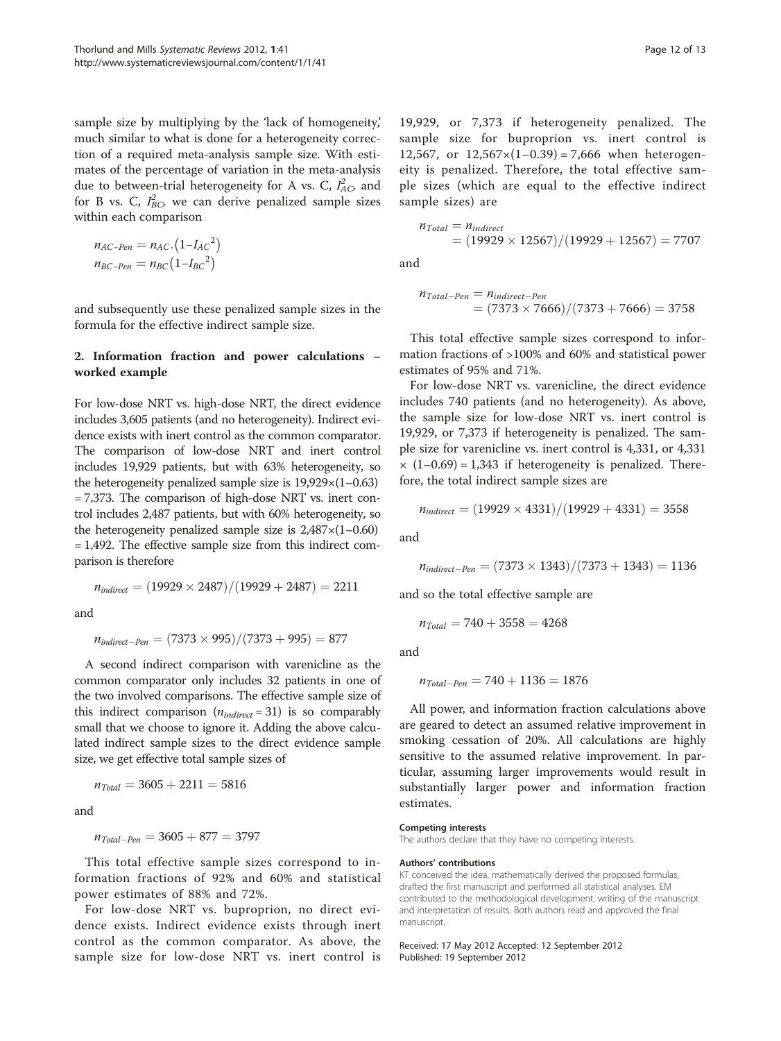sample size by multiplying by the 'lack of homogeneity,' much similar to what is done for a heterogeneity correction of a required meta-analysis sample size. With estimates of the percentage of variation in the meta-analysis due to between-trial heterogeneity for A vs. C, $I_{AC}^2$, and for B vs. C, $I_{BC}^2$, we can derive penalized sample sizes within each comparison

$$n_{AC-Pen} = n_{AC}.\left(1-I_{AC}{}^2\right)$$
$$n_{BC-Pen} = n_{BC}\left(1-I_{BC}{}^2\right)$$

and subsequently use these penalized sample sizes in the formula for the effective indirect sample size.

## 2. Information fraction and power calculations – worked example

For low-dose NRT vs. high-dose NRT, the direct evidence includes 3,605 patients (and no heterogeneity). Indirect evidence exists with inert control as the common comparator. The comparison of low-dose NRT and inert control includes 19,929 patients, but with 63% heterogeneity, so the heterogeneity penalized sample size is 19,929×(1–0.63) = 7,373. The comparison of high-dose NRT vs. inert control includes 2,487 patients, but with 60% heterogeneity, so the heterogeneity penalized sample size is 2,487×(1–0.60) = 1,492. The effective sample size from this indirect comparison is therefore

$$n_{indirect} = (19929 \times 2487)/(19929 + 2487) = 2211$$

and

$$n_{indirect-Pen} = (7373 \times 995)/(7373 + 995) = 877$$

A second indirect comparison with varenicline as the common comparator only includes 32 patients in one of the two involved comparisons. The effective sample size of this indirect comparison ($n_{indirect} = 31$) is so comparably small that we choose to ignore it. Adding the above calculated indirect sample sizes to the direct evidence sample size, we get effective total sample sizes of

$$n_{Total} = 3605 + 2211 = 5816$$

and

$$n_{Total-Pen} = 3605 + 877 = 3797$$

This total effective sample sizes correspond to information fractions of 92% and 60% and statistical power estimates of 88% and 72%.

For low-dose NRT vs. buproprion, no direct evidence exists. Indirect evidence exists through inert control as the common comparator. As above, the sample size for low-dose NRT vs. inert control is 19,929, or 7,373 if heterogeneity penalized. The sample size for buproprion vs. inert control is 12,567, or 12,567×(1–0.39) = 7,666 when heterogeneity is penalized. Therefore, the total effective sample sizes (which are equal to the effective indirect sample sizes) are

$$n_{Total} = n_{indirect} = (19929 \times 12567)/(19929 + 12567) = 7707$$

and

$$n_{Total-Pen} = n_{indirect-Pen} = (7373 \times 7666)/(7373 + 7666) = 3758$$

This total effective sample sizes correspond to information fractions of >100% and 60% and statistical power estimates of 95% and 71%.

For low-dose NRT vs. varenicline, the direct evidence includes 740 patients (and no heterogeneity). As above, the sample size for low-dose NRT vs. inert control is 19,929, or 7,373 if heterogeneity is penalized. The sample size for varenicline vs. inert control is 4,331, or 4,331 × (1–0.69) = 1,343 if heterogeneity is penalized. Therefore, the total indirect sample sizes are

$$n_{indirect} = (19929 \times 4331)/(19929 + 4331) = 3558$$

and

$$n_{indirect-Pen} = (7373 \times 1343)/(7373 + 1343) = 1136$$

and so the total effective sample are

$$n_{Total} = 740 + 3558 = 4268$$

and

$$n_{Total-Pen} = 740 + 1136 = 1876$$

All power, and information fraction calculations above are geared to detect an assumed relative improvement in smoking cessation of 20%. All calculations are highly sensitive to the assumed relative improvement. In particular, assuming larger improvements would result in substantially larger power and information fraction estimates.

#### Competing interests

The authors declare that they have no competing interests.

#### Authors' contributions

KT conceived the idea, mathematically derived the proposed formulas, drafted the first manuscript and performed all statistical analyses. EM contributed to the methodological development, writing of the manuscript and interpretation of results. Both authors read and approved the final manuscript.

Received: 17 May 2012 Accepted: 12 September 2012
Published: 19 September 2012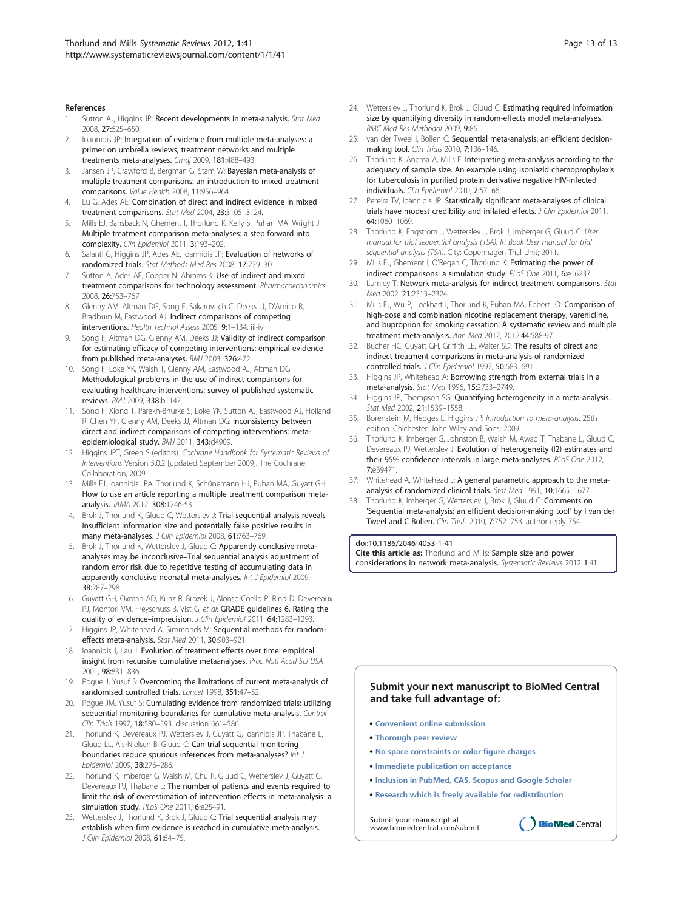## References

1. Sutton AJ, Higgins JP: Recent developments in meta-analysis. *Stat Med* 2008, **27**:625–650.
2. Ioannidis JP: Integration of evidence from multiple meta-analyses: a primer on umbrella reviews, treatment networks and multiple treatments meta-analyses. *Cmaj* 2009, **181**:488–493.
3. Jansen JP, Crawford B, Bergman G, Stam W: Bayesian meta-analysis of multiple treatment comparisons: an introduction to mixed treatment comparisons. *Value Health* 2008, **11**:956–964.
4. Lu G, Ades AE: Combination of direct and indirect evidence in mixed treatment comparisons. *Stat Med* 2004, **23**:3105–3124.
5. Mills EJ, Bansback N, Ghement I, Thorlund K, Kelly S, Puhan MA, Wright J: Multiple treatment comparison meta-analyses: a step forward into complexity. *Clin Epidemiol* 2011, **3**:193–202.
6. Salanti G, Higgins JP, Ades AE, Ioannidis JP: Evaluation of networks of randomized trials. *Stat Methods Med Res* 2008, **17**:279–301.
7. Sutton A, Ades AE, Cooper N, Abrams K: Use of indirect and mixed treatment comparisons for technology assessment. *Pharmacoeconomics* 2008, **26**:753–767.
8. Glenny AM, Altman DG, Song F, Sakarovitch C, Deeks JJ, D'Amico R, Bradburn M, Eastwood AJ: Indirect comparisons of competing interventions. *Health Technol Assess* 2005, **9**:1–134. iii-iv.
9. Song F, Altman DG, Glenny AM, Deeks JJ: Validity of indirect comparison for estimating efficacy of competing interventions: empirical evidence from published meta-analyses. *BMJ* 2003, **326**:472.
10. Song F, Loke YK, Walsh T, Glenny AM, Eastwood AJ, Altman DG: Methodological problems in the use of indirect comparisons for evaluating healthcare interventions: survey of published systematic reviews. *BMJ* 2009, **338**:b1147.
11. Song F, Xiong T, Parekh-Bhurke S, Loke YK, Sutton AJ, Eastwood AJ, Holland R, Chen YF, Glenny AM, Deeks JJ, Altman DG: Inconsistency between direct and indirect comparisons of competing interventions: meta-epidemiological study. *BMJ* 2011, **343**:d4909.
12. Higgins JPT, Green S (editors). *Cochrane Handbook for Systematic Reviews of Interventions* Version 5.0.2 [updated September 2009]. The Cochrane Collaboration, 2009.
13. Mills EJ, Ioannidis JPA, Thorlund K, Schünemann HJ, Puhan MA, Guyatt GH. How to use an article reporting a multiple treatment comparison meta-analysis. *JAMA* 2012, **308**:1246-53
14. Brok J, Thorlund K, Gluud C, Wetterslev J: Trial sequential analysis reveals insufficient information size and potentially false positive results in many meta-analyses. *J Clin Epidemiol* 2008, **61**:763–769.
15. Brok J, Thorlund K, Wetterslev J, Gluud C: Apparently conclusive meta-analyses may be inconclusive–Trial sequential analysis adjustment of random error risk due to repetitive testing of accumulating data in apparently conclusive neonatal meta-analyses. *Int J Epidemiol* 2009, **38**:287–298.
16. Guyatt GH, Oxman AD, Kunz R, Brozek J, Alonso-Coello P, Rind D, Devereaux PJ, Montori VM, Freyschuss B, Vist G, *et al*: GRADE guidelines 6. Rating the quality of evidence–imprecision. *J Clin Epidemiol* 2011, **64**:1283–1293.
17. Higgins JP, Whitehead A, Simmonds M: Sequential methods for random-effects meta-analysis. *Stat Med* 2011, **30**:903–921.
18. Ioannidis J, Lau J: Evolution of treatment effects over time: empirical insight from recursive cumulative metaanalyses. *Proc Natl Acad Sci USA* 2001, **98**:831–836.
19. Pogue J, Yusuf S: Overcoming the limitations of current meta-analysis of randomised controlled trials. *Lancet* 1998, **351**:47–52.
20. Pogue JM, Yusuf S: Cumulating evidence from randomized trials: utilizing sequential monitoring boundaries for cumulative meta-analysis. *Control Clin Trials* 1997, **18**:580–593. discussion 661–586.
21. Thorlund K, Devereaux PJ, Wetterslev J, Guyatt G, Ioannidis JP, Thabane L, Gluud LL, Als-Nielsen B, Gluud C: Can trial sequential monitoring boundaries reduce spurious inferences from meta-analyses? *Int J Epidemiol* 2009, **38**:276–286.
22. Thorlund K, Imberger G, Walsh M, Chu R, Gluud C, Wetterslev J, Guyatt G, Devereaux PJ, Thabane L: The number of patients and events required to limit the risk of overestimation of intervention effects in meta-analysis–a simulation study. *PLoS One* 2011, **6**:e25491.
23. Wetterslev J, Thorlund K, Brok J, Gluud C: Trial sequential analysis may establish when firm evidence is reached in cumulative meta-analysis. *J Clin Epidemiol* 2008, **61**:64–75.
24. Wetterslev J, Thorlund K, Brok J, Gluud C: Estimating required information size by quantifying diversity in random-effects model meta-analyses. *BMC Med Res Methodol* 2009, **9**:86.
25. van der Tweel I, Bollen C: Sequential meta-analysis: an efficient decision-making tool. *Clin Trials* 2010, **7**:136–146.
26. Thorlund K, Anema A, Mills E: Interpreting meta-analysis according to the adequacy of sample size. An example using isoniazid chemoprophylaxis for tuberculosis in purified protein derivative negative HIV-infected individuals. *Clin Epidemiol* 2010, **2**:57–66.
27. Pereira TV, Ioannidis JP: Statistically significant meta-analyses of clinical trials have modest credibility and inflated effects. *J Clin Epidemiol* 2011, **64**:1060–1069.
28. Thorlund K, Engstrom J, Wetterslev J, Brok J, Imberger G, Gluud C: *User manual for trial sequential analysis (TSA). In Book User manual for trial sequential analysis (TSA)*. City: Copenhagen Trial Unit; 2011.
29. Mills EJ, Ghement I, O'Regan C, Thorlund K: Estimating the power of indirect comparisons: a simulation study. *PLoS One* 2011, **6**:e16237.
30. Lumley T: Network meta-analysis for indirect treatment comparisons. *Stat Med* 2002, **21**:2313–2324.
31. Mills EJ, Wu P, Lockhart I, Thorlund K, Puhan MA, Ebbert JO: Comparison of high-dose and combination nicotine replacement therapy, varenicline, and buproprion for smoking cessation: A systematic review and multiple treatment meta-analysis. *Ann Med* 2012, 2012;**44**:588-97.
32. Bucher HC, Guyatt GH, Griffith LE, Walter SD: The results of direct and indirect treatment comparisons in meta-analysis of randomized controlled trials. *J Clin Epidemiol* 1997, **50**:683–691.
33. Higgins JP, Whitehead A: Borrowing strength from external trials in a meta-analysis. *Stat Med* 1996, **15**:2733–2749.
34. Higgins JP, Thompson SG: Quantifying heterogeneity in a meta-analysis. *Stat Med* 2002, **21**:1539–1558.
35. Borenstein M, Hedges L, Higgins JP: *Introduction to meta-analysis*. 25th edition. Chichester: John Wiley and Sons; 2009.
36. Thorlund K, Imberger G, Johnston B, Walsh M, Awad T, Thabane L, Gluud C, Devereaux PJ, Wetterslev J: Evolution of heterogeneity (I2) estimates and their 95% confidence intervals in large meta-analyses. *PLoS One* 2012, **7**:e39471.
37. Whitehead A, Whitehead J: A general parametric approach to the meta-analysis of randomized clinical trials. *Stat Med* 1991, **10**:1665–1677.
38. Thorlund K, Imberger G, Wetterslev J, Brok J, Gluud C: Comments on 'Sequential meta-analysis: an efficient decision-making tool' by I van der Tweel and C Bollen. *Clin Trials* 2010, **7**:752–753. author reply 754.

doi:10.1186/2046-4053-1-41

**Cite this article as:** Thorlund and Mills: Sample size and power considerations in network meta-analysis. *Systematic Reviews* 2012 **1**:41.